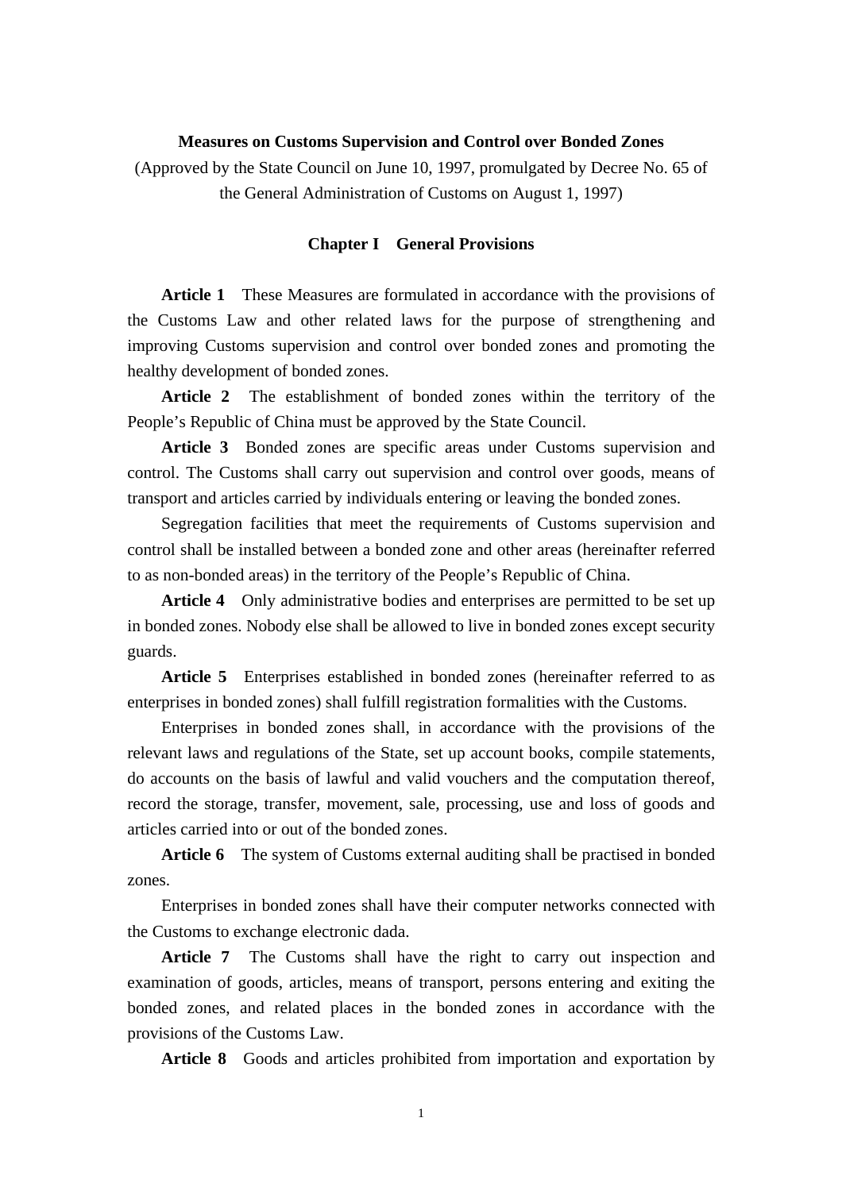# Measures on Customs Supervision and Control over Bonded Zones

(Approved by the State Council on June 10, 1997, promulgated by Decree No. 65 of the General Administration of Customs on August 1, 1997)

## Chapter I General Provisions

**Article 1** These Measures are formulated in accordance with the provisions of the Customs Law and other related laws for the purpose of strengthening and improving Customs supervision and control over bonded zones and promoting the healthy development of bonded zones.

**Article 2** The establishment of bonded zones within the territory of the People's Republic of China must be approved by the State Council.

**Article 3** Bonded zones are specific areas under Customs supervision and control. The Customs shall carry out supervision and control over goods, means of transport and articles carried by individuals entering or leaving the bonded zones.

Segregation facilities that meet the requirements of Customs supervision and control shall be installed between a bonded zone and other areas (hereinafter referred to as non-bonded areas) in the territory of the People's Republic of China.

**Article 4** Only administrative bodies and enterprises are permitted to be set up in bonded zones. Nobody else shall be allowed to live in bonded zones except security guards.

**Article 5** Enterprises established in bonded zones (hereinafter referred to as enterprises in bonded zones) shall fulfill registration formalities with the Customs.

Enterprises in bonded zones shall, in accordance with the provisions of the relevant laws and regulations of the State, set up account books, compile statements, do accounts on the basis of lawful and valid vouchers and the computation thereof, record the storage, transfer, movement, sale, processing, use and loss of goods and articles carried into or out of the bonded zones.

**Article 6** The system of Customs external auditing shall be practised in bonded zones.

Enterprises in bonded zones shall have their computer networks connected with the Customs to exchange electronic dada.

**Article 7** The Customs shall have the right to carry out inspection and examination of goods, articles, means of transport, persons entering and exiting the bonded zones, and related places in the bonded zones in accordance with the provisions of the Customs Law.

**Article 8** Goods and articles prohibited from importation and exportation by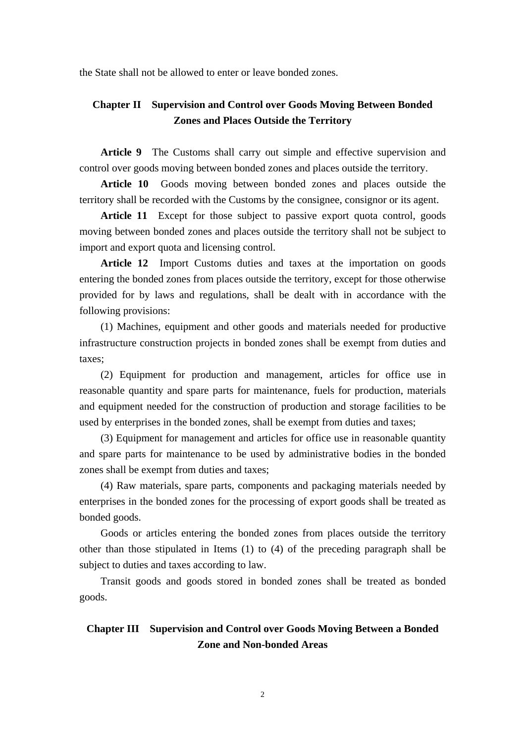the State shall not be allowed to enter or leave bonded zones.

## Chapter II　Supervision and Control over Goods Moving Between Bonded Zones and Places Outside the Territory

**Article 9**　The Customs shall carry out simple and effective supervision and control over goods moving between bonded zones and places outside the territory.

**Article 10**　Goods moving between bonded zones and places outside the territory shall be recorded with the Customs by the consignee, consignor or its agent.

**Article 11**　Except for those subject to passive export quota control, goods moving between bonded zones and places outside the territory shall not be subject to import and export quota and licensing control.

**Article 12**　Import Customs duties and taxes at the importation on goods entering the bonded zones from places outside the territory, except for those otherwise provided for by laws and regulations, shall be dealt with in accordance with the following provisions:

(1) Machines, equipment and other goods and materials needed for productive infrastructure construction projects in bonded zones shall be exempt from duties and taxes;

(2) Equipment for production and management, articles for office use in reasonable quantity and spare parts for maintenance, fuels for production, materials and equipment needed for the construction of production and storage facilities to be used by enterprises in the bonded zones, shall be exempt from duties and taxes;

(3) Equipment for management and articles for office use in reasonable quantity and spare parts for maintenance to be used by administrative bodies in the bonded zones shall be exempt from duties and taxes;

(4) Raw materials, spare parts, components and packaging materials needed by enterprises in the bonded zones for the processing of export goods shall be treated as bonded goods.

Goods or articles entering the bonded zones from places outside the territory other than those stipulated in Items (1) to (4) of the preceding paragraph shall be subject to duties and taxes according to law.

Transit goods and goods stored in bonded zones shall be treated as bonded goods.

## Chapter III　Supervision and Control over Goods Moving Between a Bonded Zone and Non-bonded Areas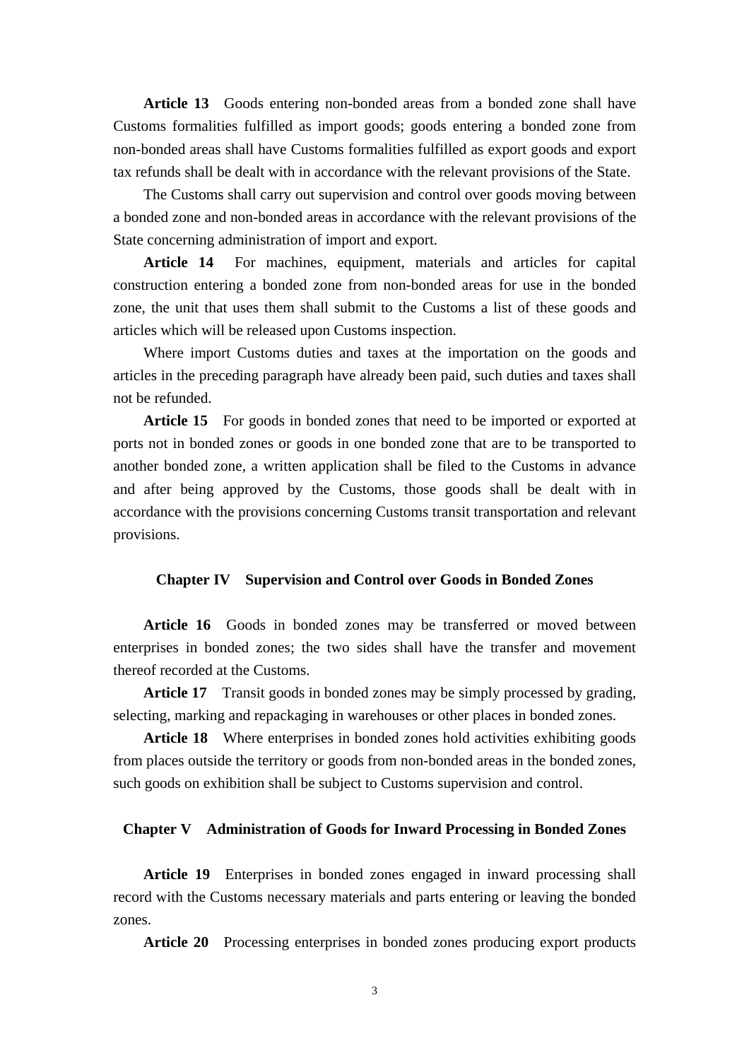**Article 13** Goods entering non-bonded areas from a bonded zone shall have Customs formalities fulfilled as import goods; goods entering a bonded zone from non-bonded areas shall have Customs formalities fulfilled as export goods and export tax refunds shall be dealt with in accordance with the relevant provisions of the State.

The Customs shall carry out supervision and control over goods moving between a bonded zone and non-bonded areas in accordance with the relevant provisions of the State concerning administration of import and export.

**Article 14** For machines, equipment, materials and articles for capital construction entering a bonded zone from non-bonded areas for use in the bonded zone, the unit that uses them shall submit to the Customs a list of these goods and articles which will be released upon Customs inspection.

Where import Customs duties and taxes at the importation on the goods and articles in the preceding paragraph have already been paid, such duties and taxes shall not be refunded.

**Article 15** For goods in bonded zones that need to be imported or exported at ports not in bonded zones or goods in one bonded zone that are to be transported to another bonded zone, a written application shall be filed to the Customs in advance and after being approved by the Customs, those goods shall be dealt with in accordance with the provisions concerning Customs transit transportation and relevant provisions.

## Chapter IV Supervision and Control over Goods in Bonded Zones

**Article 16** Goods in bonded zones may be transferred or moved between enterprises in bonded zones; the two sides shall have the transfer and movement thereof recorded at the Customs.

**Article 17** Transit goods in bonded zones may be simply processed by grading, selecting, marking and repackaging in warehouses or other places in bonded zones.

**Article 18** Where enterprises in bonded zones hold activities exhibiting goods from places outside the territory or goods from non-bonded areas in the bonded zones, such goods on exhibition shall be subject to Customs supervision and control.

## Chapter V Administration of Goods for Inward Processing in Bonded Zones

**Article 19** Enterprises in bonded zones engaged in inward processing shall record with the Customs necessary materials and parts entering or leaving the bonded zones.

**Article 20** Processing enterprises in bonded zones producing export products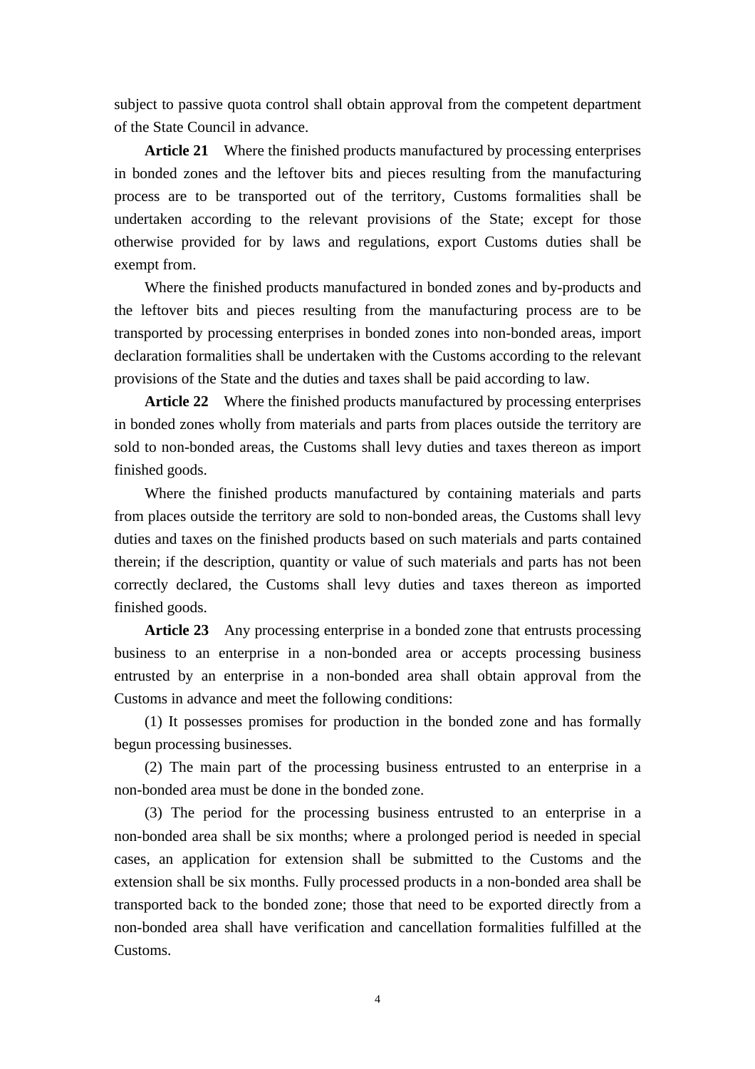subject to passive quota control shall obtain approval from the competent department of the State Council in advance.

**Article 21** Where the finished products manufactured by processing enterprises in bonded zones and the leftover bits and pieces resulting from the manufacturing process are to be transported out of the territory, Customs formalities shall be undertaken according to the relevant provisions of the State; except for those otherwise provided for by laws and regulations, export Customs duties shall be exempt from.

Where the finished products manufactured in bonded zones and by-products and the leftover bits and pieces resulting from the manufacturing process are to be transported by processing enterprises in bonded zones into non-bonded areas, import declaration formalities shall be undertaken with the Customs according to the relevant provisions of the State and the duties and taxes shall be paid according to law.

**Article 22** Where the finished products manufactured by processing enterprises in bonded zones wholly from materials and parts from places outside the territory are sold to non-bonded areas, the Customs shall levy duties and taxes thereon as import finished goods.

Where the finished products manufactured by containing materials and parts from places outside the territory are sold to non-bonded areas, the Customs shall levy duties and taxes on the finished products based on such materials and parts contained therein; if the description, quantity or value of such materials and parts has not been correctly declared, the Customs shall levy duties and taxes thereon as imported finished goods.

**Article 23** Any processing enterprise in a bonded zone that entrusts processing business to an enterprise in a non-bonded area or accepts processing business entrusted by an enterprise in a non-bonded area shall obtain approval from the Customs in advance and meet the following conditions:

(1) It possesses promises for production in the bonded zone and has formally begun processing businesses.

(2) The main part of the processing business entrusted to an enterprise in a non-bonded area must be done in the bonded zone.

(3) The period for the processing business entrusted to an enterprise in a non-bonded area shall be six months; where a prolonged period is needed in special cases, an application for extension shall be submitted to the Customs and the extension shall be six months. Fully processed products in a non-bonded area shall be transported back to the bonded zone; those that need to be exported directly from a non-bonded area shall have verification and cancellation formalities fulfilled at the Customs.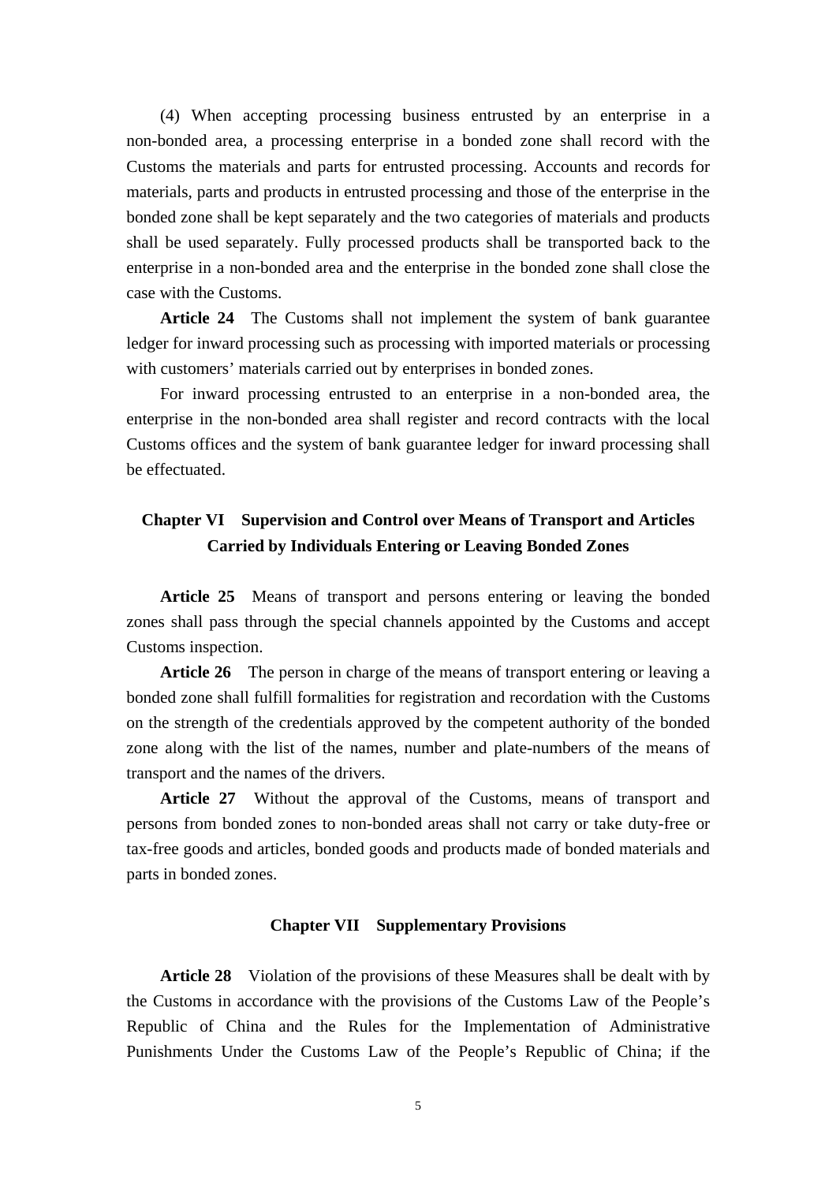(4) When accepting processing business entrusted by an enterprise in a non-bonded area, a processing enterprise in a bonded zone shall record with the Customs the materials and parts for entrusted processing. Accounts and records for materials, parts and products in entrusted processing and those of the enterprise in the bonded zone shall be kept separately and the two categories of materials and products shall be used separately. Fully processed products shall be transported back to the enterprise in a non-bonded area and the enterprise in the bonded zone shall close the case with the Customs.

**Article 24** The Customs shall not implement the system of bank guarantee ledger for inward processing such as processing with imported materials or processing with customers' materials carried out by enterprises in bonded zones.

For inward processing entrusted to an enterprise in a non-bonded area, the enterprise in the non-bonded area shall register and record contracts with the local Customs offices and the system of bank guarantee ledger for inward processing shall be effectuated.

## Chapter VI Supervision and Control over Means of Transport and Articles Carried by Individuals Entering or Leaving Bonded Zones

**Article 25** Means of transport and persons entering or leaving the bonded zones shall pass through the special channels appointed by the Customs and accept Customs inspection.

**Article 26** The person in charge of the means of transport entering or leaving a bonded zone shall fulfill formalities for registration and recordation with the Customs on the strength of the credentials approved by the competent authority of the bonded zone along with the list of the names, number and plate-numbers of the means of transport and the names of the drivers.

**Article 27** Without the approval of the Customs, means of transport and persons from bonded zones to non-bonded areas shall not carry or take duty-free or tax-free goods and articles, bonded goods and products made of bonded materials and parts in bonded zones.

## Chapter VII Supplementary Provisions

**Article 28** Violation of the provisions of these Measures shall be dealt with by the Customs in accordance with the provisions of the Customs Law of the People's Republic of China and the Rules for the Implementation of Administrative Punishments Under the Customs Law of the People's Republic of China; if the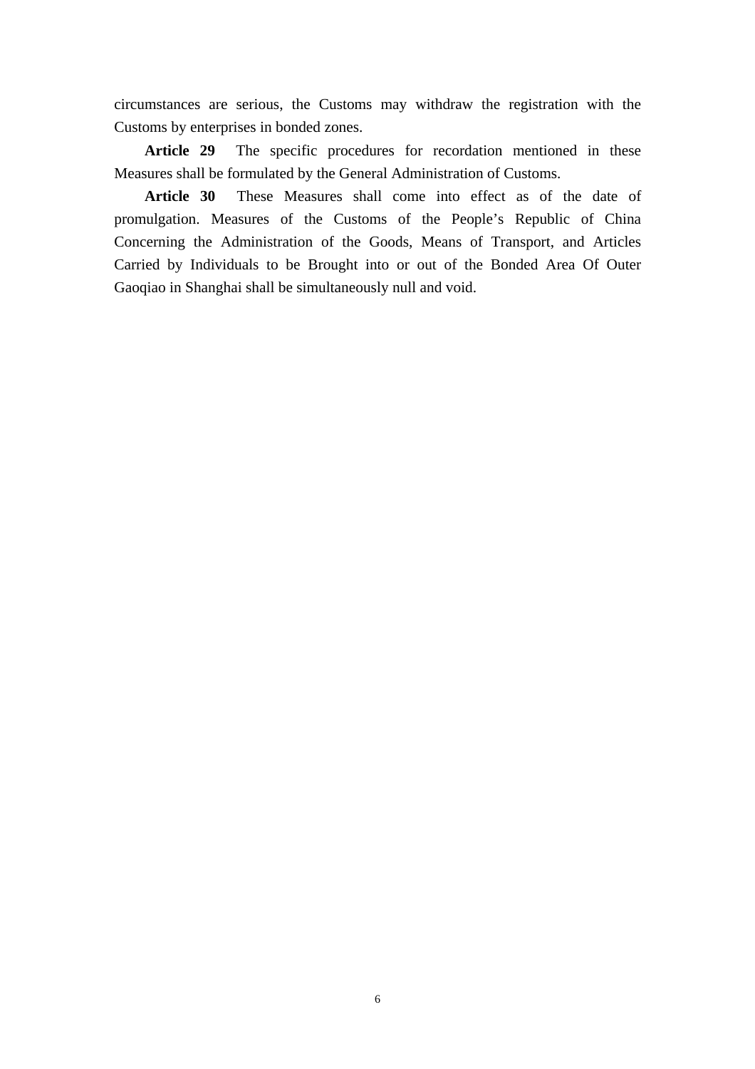circumstances are serious, the Customs may withdraw the registration with the Customs by enterprises in bonded zones.

**Article 29** The specific procedures for recordation mentioned in these Measures shall be formulated by the General Administration of Customs.

**Article 30** These Measures shall come into effect as of the date of promulgation. Measures of the Customs of the People's Republic of China Concerning the Administration of the Goods, Means of Transport, and Articles Carried by Individuals to be Brought into or out of the Bonded Area Of Outer Gaoqiao in Shanghai shall be simultaneously null and void.